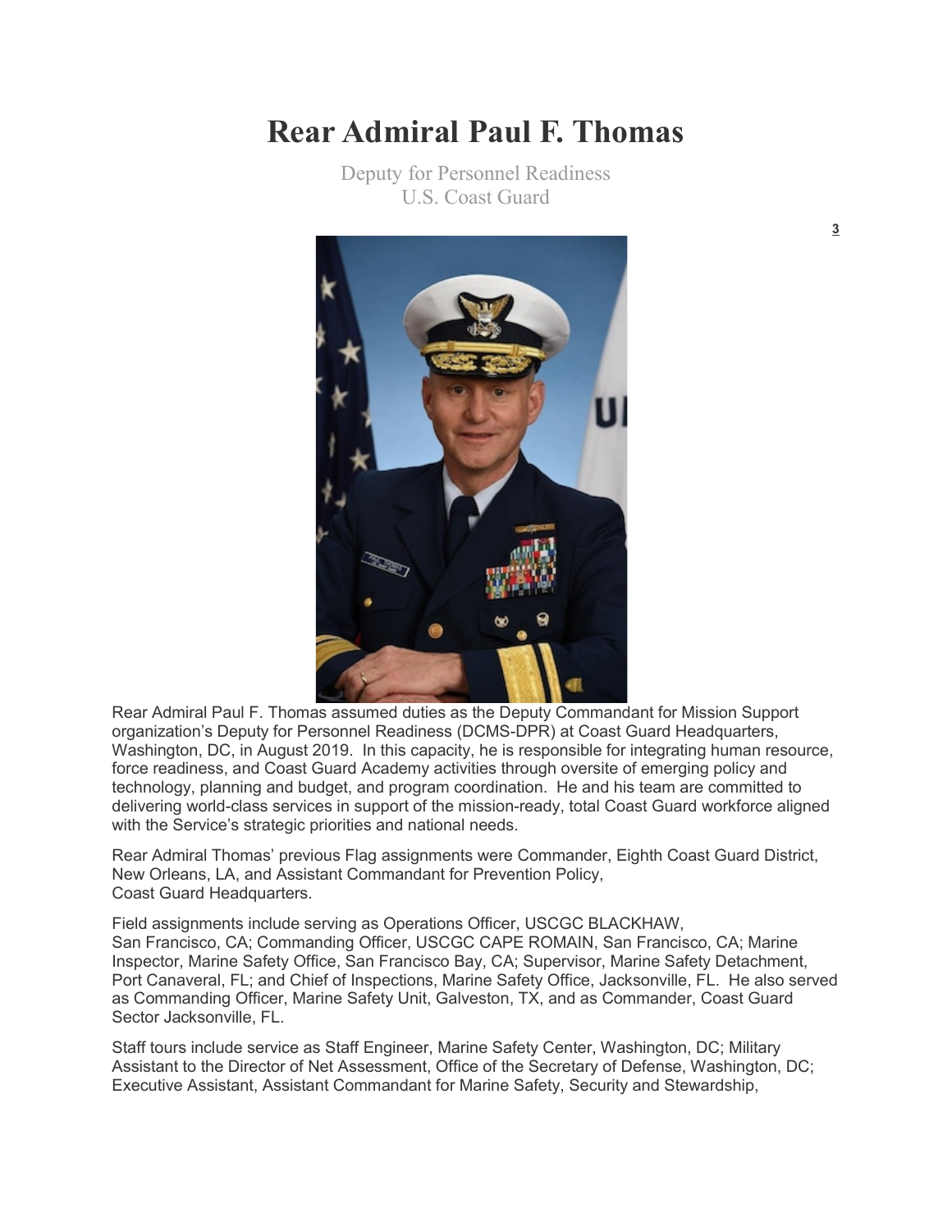# Rear Admiral Paul F. Thomas

Deputy for Personnel Readiness
U.S. Coast Guard

Rear Admiral Paul F. Thomas assumed duties as the Deputy Commandant for Mission Support organization's Deputy for Personnel Readiness (DCMS-DPR) at Coast Guard Headquarters, Washington, DC, in August 2019. In this capacity, he is responsible for integrating human resource, force readiness, and Coast Guard Academy activities through oversite of emerging policy and technology, planning and budget, and program coordination. He and his team are committed to delivering world-class services in support of the mission-ready, total Coast Guard workforce aligned with the Service's strategic priorities and national needs.

Rear Admiral Thomas' previous Flag assignments were Commander, Eighth Coast Guard District, New Orleans, LA, and Assistant Commandant for Prevention Policy, Coast Guard Headquarters.

Field assignments include serving as Operations Officer, USCGC BLACKHAW, San Francisco, CA; Commanding Officer, USCGC CAPE ROMAIN, San Francisco, CA; Marine Inspector, Marine Safety Office, San Francisco Bay, CA; Supervisor, Marine Safety Detachment, Port Canaveral, FL; and Chief of Inspections, Marine Safety Office, Jacksonville, FL. He also served as Commanding Officer, Marine Safety Unit, Galveston, TX, and as Commander, Coast Guard Sector Jacksonville, FL.

Staff tours include service as Staff Engineer, Marine Safety Center, Washington, DC; Military Assistant to the Director of Net Assessment, Office of the Secretary of Defense, Washington, DC; Executive Assistant, Assistant Commandant for Marine Safety, Security and Stewardship,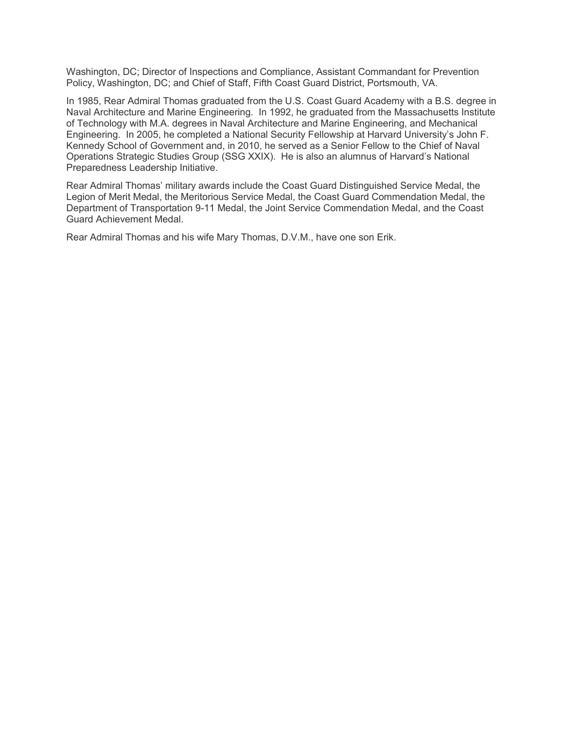Washington, DC; Director of Inspections and Compliance, Assistant Commandant for Prevention Policy, Washington, DC; and Chief of Staff, Fifth Coast Guard District, Portsmouth, VA.

In 1985, Rear Admiral Thomas graduated from the U.S. Coast Guard Academy with a B.S. degree in Naval Architecture and Marine Engineering. In 1992, he graduated from the Massachusetts Institute of Technology with M.A. degrees in Naval Architecture and Marine Engineering, and Mechanical Engineering. In 2005, he completed a National Security Fellowship at Harvard University's John F. Kennedy School of Government and, in 2010, he served as a Senior Fellow to the Chief of Naval Operations Strategic Studies Group (SSG XXIX). He is also an alumnus of Harvard's National Preparedness Leadership Initiative.

Rear Admiral Thomas' military awards include the Coast Guard Distinguished Service Medal, the Legion of Merit Medal, the Meritorious Service Medal, the Coast Guard Commendation Medal, the Department of Transportation 9-11 Medal, the Joint Service Commendation Medal, and the Coast Guard Achievement Medal.

Rear Admiral Thomas and his wife Mary Thomas, D.V.M., have one son Erik.